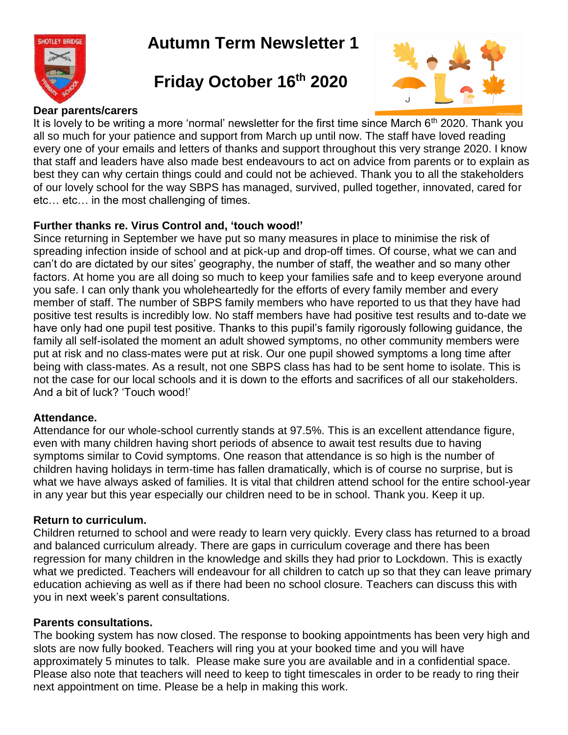# Autumn Term Newsletter 1

## Friday October 16th 2020

**Dear parents/carers**

It is lovely to be writing a more 'normal' newsletter for the first time since March 6th 2020. Thank you all so much for your patience and support from March up until now. The staff have loved reading every one of your emails and letters of thanks and support throughout this very strange 2020. I know that staff and leaders have also made best endeavours to act on advice from parents or to explain as best they can why certain things could and could not be achieved. Thank you to all the stakeholders of our lovely school for the way SBPS has managed, survived, pulled together, innovated, cared for etc… etc… in the most challenging of times.

**Further thanks re. Virus Control and, 'touch wood!'**

Since returning in September we have put so many measures in place to minimise the risk of spreading infection inside of school and at pick-up and drop-off times. Of course, what we can and can't do are dictated by our sites' geography, the number of staff, the weather and so many other factors. At home you are all doing so much to keep your families safe and to keep everyone around you safe. I can only thank you wholeheartedly for the efforts of every family member and every member of staff. The number of SBPS family members who have reported to us that they have had positive test results is incredibly low. No staff members have had positive test results and to-date we have only had one pupil test positive. Thanks to this pupil's family rigorously following guidance, the family all self-isolated the moment an adult showed symptoms, no other community members were put at risk and no class-mates were put at risk. Our one pupil showed symptoms a long time after being with class-mates. As a result, not one SBPS class has had to be sent home to isolate. This is not the case for our local schools and it is down to the efforts and sacrifices of all our stakeholders. And a bit of luck? 'Touch wood!'

**Attendance.**

Attendance for our whole-school currently stands at 97.5%. This is an excellent attendance figure, even with many children having short periods of absence to await test results due to having symptoms similar to Covid symptoms. One reason that attendance is so high is the number of children having holidays in term-time has fallen dramatically, which is of course no surprise, but is what we have always asked of families. It is vital that children attend school for the entire school-year in any year but this year especially our children need to be in school. Thank you. Keep it up.

**Return to curriculum.**

Children returned to school and were ready to learn very quickly. Every class has returned to a broad and balanced curriculum already. There are gaps in curriculum coverage and there has been regression for many children in the knowledge and skills they had prior to Lockdown. This is exactly what we predicted. Teachers will endeavour for all children to catch up so that they can leave primary education achieving as well as if there had been no school closure. Teachers can discuss this with you in next week's parent consultations.

**Parents consultations.**

The booking system has now closed. The response to booking appointments has been very high and slots are now fully booked. Teachers will ring you at your booked time and you will have approximately 5 minutes to talk. Please make sure you are available and in a confidential space. Please also note that teachers will need to keep to tight timescales in order to be ready to ring their next appointment on time. Please be a help in making this work.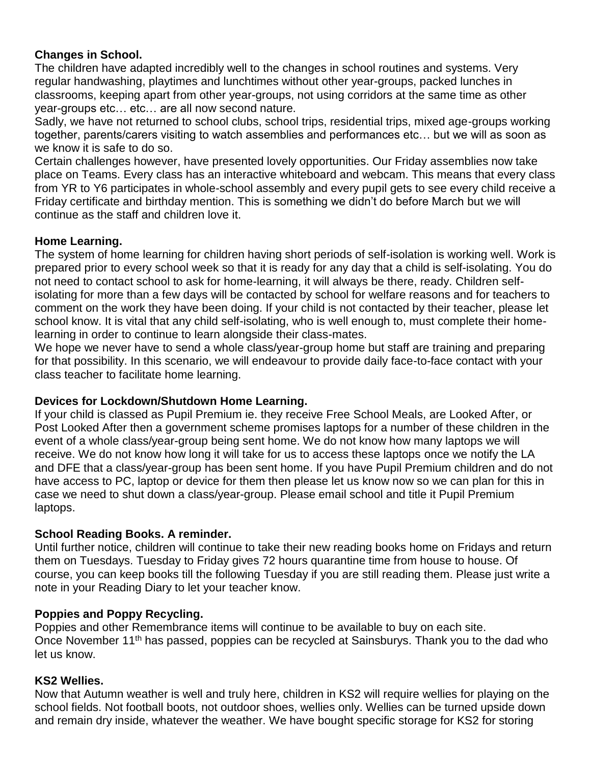**Changes in School.**

The children have adapted incredibly well to the changes in school routines and systems. Very regular handwashing, playtimes and lunchtimes without other year-groups, packed lunches in classrooms, keeping apart from other year-groups, not using corridors at the same time as other year-groups etc… etc… are all now second nature.

Sadly, we have not returned to school clubs, school trips, residential trips, mixed age-groups working together, parents/carers visiting to watch assemblies and performances etc… but we will as soon as we know it is safe to do so.

Certain challenges however, have presented lovely opportunities. Our Friday assemblies now take place on Teams. Every class has an interactive whiteboard and webcam. This means that every class from YR to Y6 participates in whole-school assembly and every pupil gets to see every child receive a Friday certificate and birthday mention. This is something we didn't do before March but we will continue as the staff and children love it.

**Home Learning.**

The system of home learning for children having short periods of self-isolation is working well. Work is prepared prior to every school week so that it is ready for any day that a child is self-isolating. You do not need to contact school to ask for home-learning, it will always be there, ready. Children self-isolating for more than a few days will be contacted by school for welfare reasons and for teachers to comment on the work they have been doing. If your child is not contacted by their teacher, please let school know. It is vital that any child self-isolating, who is well enough to, must complete their home-learning in order to continue to learn alongside their class-mates.

We hope we never have to send a whole class/year-group home but staff are training and preparing for that possibility. In this scenario, we will endeavour to provide daily face-to-face contact with your class teacher to facilitate home learning.

**Devices for Lockdown/Shutdown Home Learning.**

If your child is classed as Pupil Premium ie. they receive Free School Meals, are Looked After, or Post Looked After then a government scheme promises laptops for a number of these children in the event of a whole class/year-group being sent home. We do not know how many laptops we will receive. We do not know how long it will take for us to access these laptops once we notify the LA and DFE that a class/year-group has been sent home. If you have Pupil Premium children and do not have access to PC, laptop or device for them then please let us know now so we can plan for this in case we need to shut down a class/year-group. Please email school and title it Pupil Premium laptops.

**School Reading Books. A reminder.**

Until further notice, children will continue to take their new reading books home on Fridays and return them on Tuesdays. Tuesday to Friday gives 72 hours quarantine time from house to house. Of course, you can keep books till the following Tuesday if you are still reading them. Please just write a note in your Reading Diary to let your teacher know.

**Poppies and Poppy Recycling.**

Poppies and other Remembrance items will continue to be available to buy on each site.
Once November 11th has passed, poppies can be recycled at Sainsburys. Thank you to the dad who let us know.

**KS2 Wellies.**

Now that Autumn weather is well and truly here, children in KS2 will require wellies for playing on the school fields. Not football boots, not outdoor shoes, wellies only. Wellies can be turned upside down and remain dry inside, whatever the weather. We have bought specific storage for KS2 for storing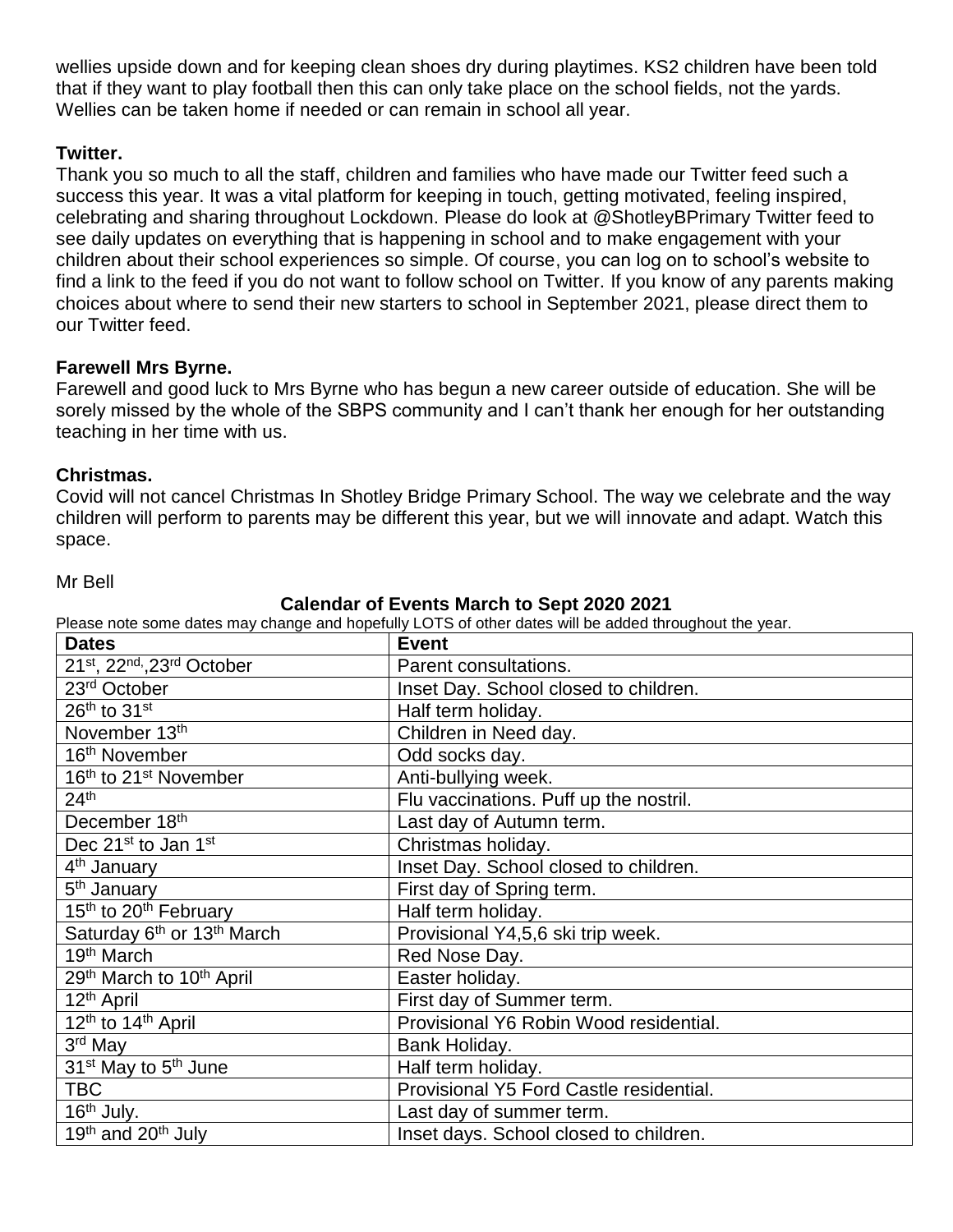wellies upside down and for keeping clean shoes dry during playtimes. KS2 children have been told that if they want to play football then this can only take place on the school fields, not the yards. Wellies can be taken home if needed or can remain in school all year.

**Twitter.**

Thank you so much to all the staff, children and families who have made our Twitter feed such a success this year. It was a vital platform for keeping in touch, getting motivated, feeling inspired, celebrating and sharing throughout Lockdown. Please do look at @ShotleyBPrimary Twitter feed to see daily updates on everything that is happening in school and to make engagement with your children about their school experiences so simple. Of course, you can log on to school's website to find a link to the feed if you do not want to follow school on Twitter. If you know of any parents making choices about where to send their new starters to school in September 2021, please direct them to our Twitter feed.

**Farewell Mrs Byrne.**

Farewell and good luck to Mrs Byrne who has begun a new career outside of education. She will be sorely missed by the whole of the SBPS community and I can't thank her enough for her outstanding teaching in her time with us.

**Christmas.**

Covid will not cancel Christmas In Shotley Bridge Primary School. The way we celebrate and the way children will perform to parents may be different this year, but we will innovate and adapt. Watch this space.

Mr Bell

**Calendar of Events March to Sept 2020 2021**

Please note some dates may change and hopefully LOTS of other dates will be added throughout the year.

| Dates | Event |
|---|---|
| 21st, 22nd, 23rd October | Parent consultations. |
| 23rd October | Inset Day. School closed to children. |
| 26th to 31st | Half term holiday. |
| November 13th | Children in Need day. |
| 16th November | Odd socks day. |
| 16th to 21st November | Anti-bullying week. |
| 24th | Flu vaccinations. Puff up the nostril. |
| December 18th | Last day of Autumn term. |
| Dec 21st to Jan 1st | Christmas holiday. |
| 4th January | Inset Day. School closed to children. |
| 5th January | First day of Spring term. |
| 15th to 20th February | Half term holiday. |
| Saturday 6th or 13th March | Provisional Y4,5,6 ski trip week. |
| 19th March | Red Nose Day. |
| 29th March to 10th April | Easter holiday. |
| 12th April | First day of Summer term. |
| 12th to 14th April | Provisional Y6 Robin Wood residential. |
| 3rd May | Bank Holiday. |
| 31st May to 5th June | Half term holiday. |
| TBC | Provisional Y5 Ford Castle residential. |
| 16th July. | Last day of summer term. |
| 19th and 20th July | Inset days. School closed to children. |